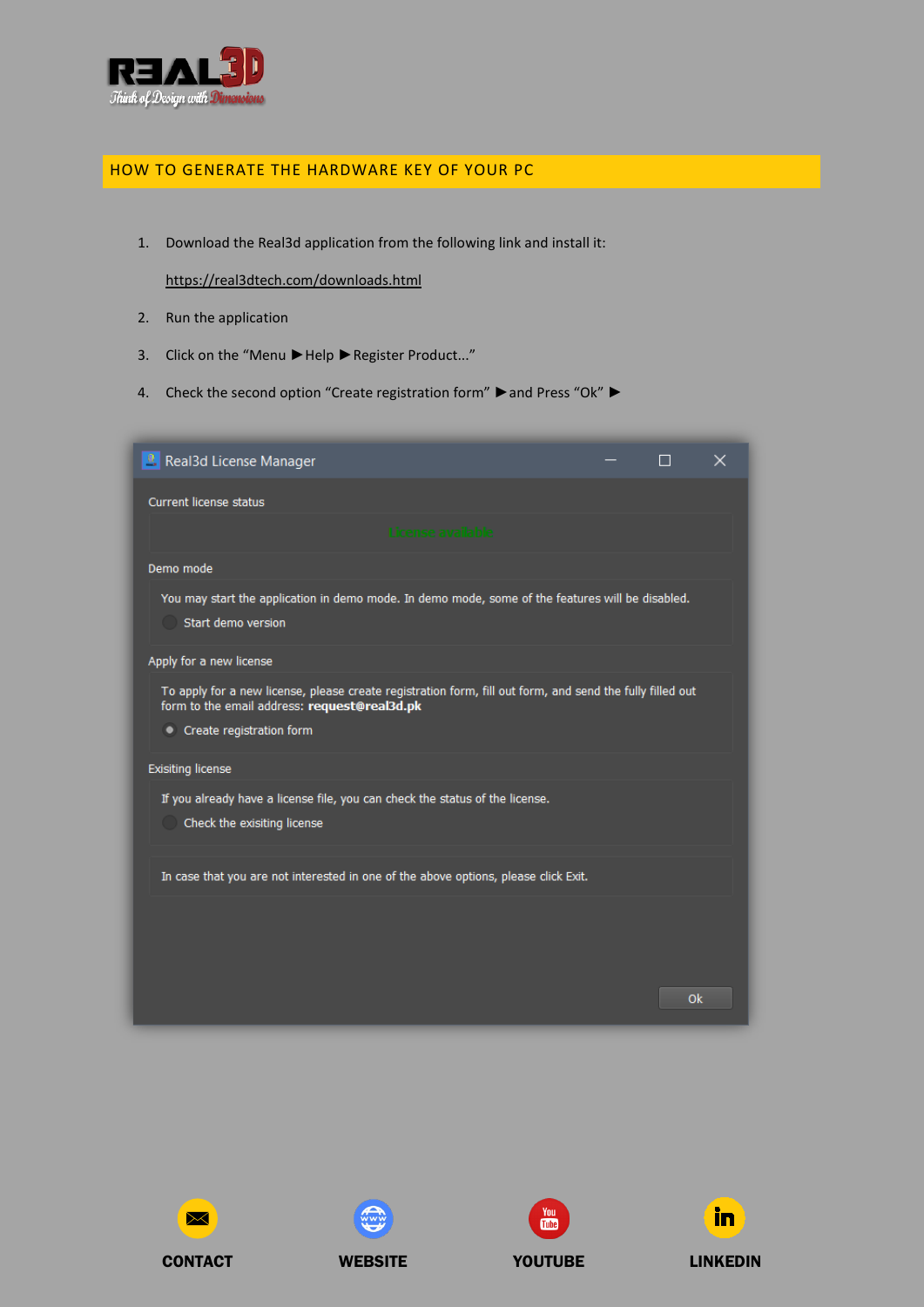## HOW TO GENERATE THE HARDWARE KEY OF YOUR PC

1. Download the Real3d application from the following link and install it:

   https://real3dtech.com/downloads.html

2. Run the application
3. Click on the "Menu ► Help ► Register Product..."
4. Check the second option "Create registration form" ► and Press "Ok" ►

**Real3d License Manager**

Current license status

License available

Demo mode

You may start the application in demo mode. In demo mode, some of the features will be disabled.

- Start demo version

Apply for a new license

To apply for a new license, please create registration form, fill out form, and send the fully filled out form to the email address: **request@real3d.pk**

- Create registration form

Exisiting license

If you already have a license file, you can check the status of the license.

- Check the exisiting license

In case that you are not interested in one of the above options, please click Exit.

Ok

**CONTACT** **WEBSITE** **YOUTUBE** **LINKEDIN**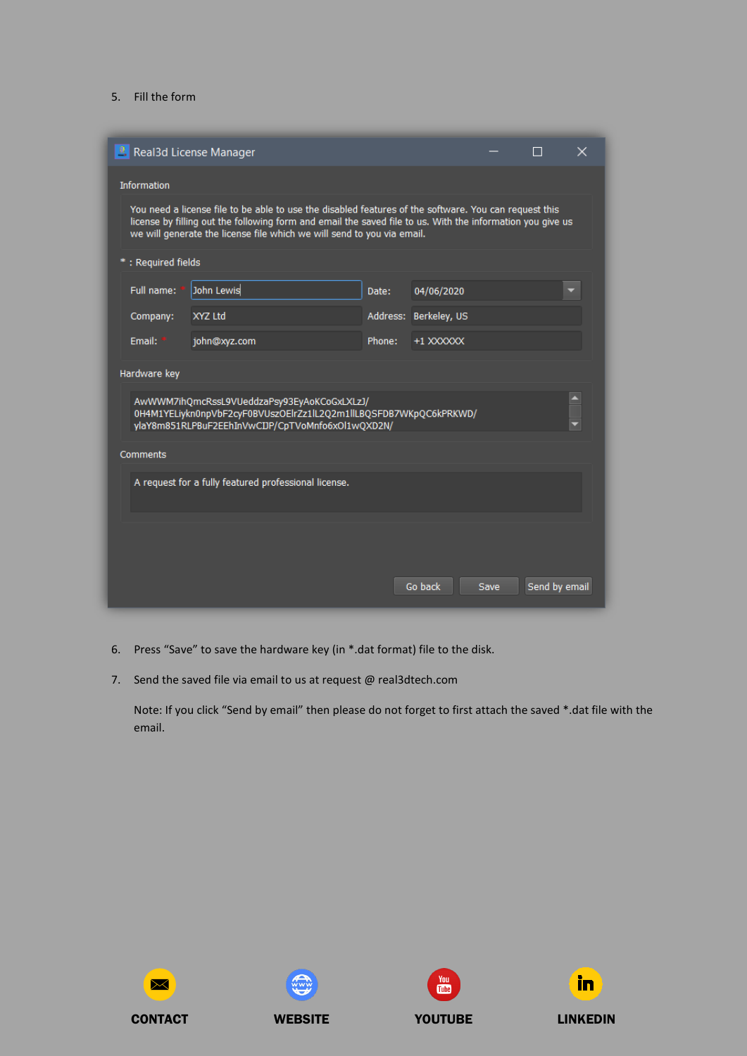5. Fill the form

6. Press "Save" to save the hardware key (in *.dat format) file to the disk.

7. Send the saved file via email to us at request @ real3dtech.com

   Note: If you click "Send by email" then please do not forget to first attach the saved *.dat file with the email.

CONTACT　　WEBSITE　　YOUTUBE　　LINKEDIN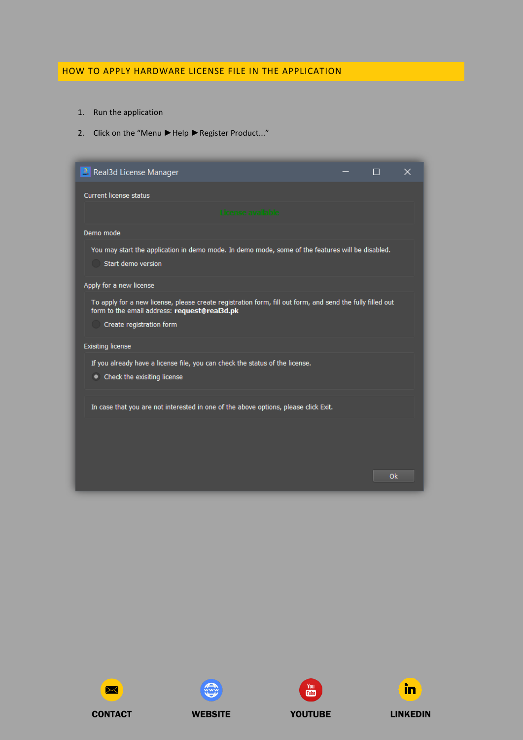## HOW TO APPLY HARDWARE LICENSE FILE IN THE APPLICATION

1. Run the application
2. Click on the "Menu ► Help ► Register Product..."

Real3d License Manager

Current license status

License available

Demo mode

You may start the application in demo mode. In demo mode, some of the features will be disabled.

Start demo version

Apply for a new license

To apply for a new license, please create registration form, fill out form, and send the fully filled out form to the email address: **request@real3d.pk**

Create registration form

Exisiting license

If you already have a license file, you can check the status of the license.

Check the exisiting license

In case that you are not interested in one of the above options, please click Exit.

Ok

CONTACT WEBSITE YOUTUBE LINKEDIN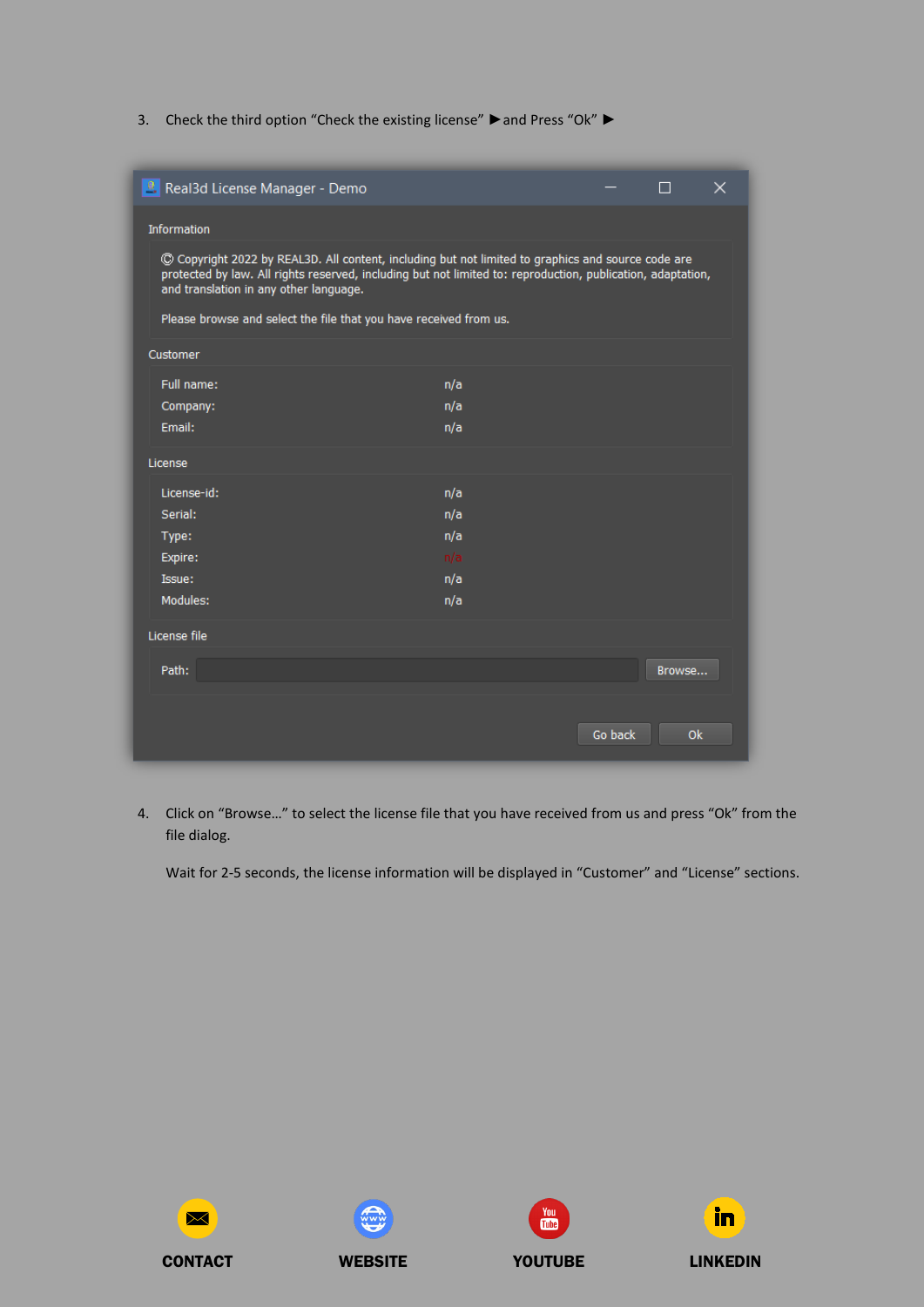3. Check the third option "Check the existing license" ►and Press "Ok" ►

4. Click on "Browse…" to select the license file that you have received from us and press "Ok" from the file dialog.

   Wait for 2-5 seconds, the license information will be displayed in "Customer" and "License" sections.

CONTACT WEBSITE YOUTUBE LINKEDIN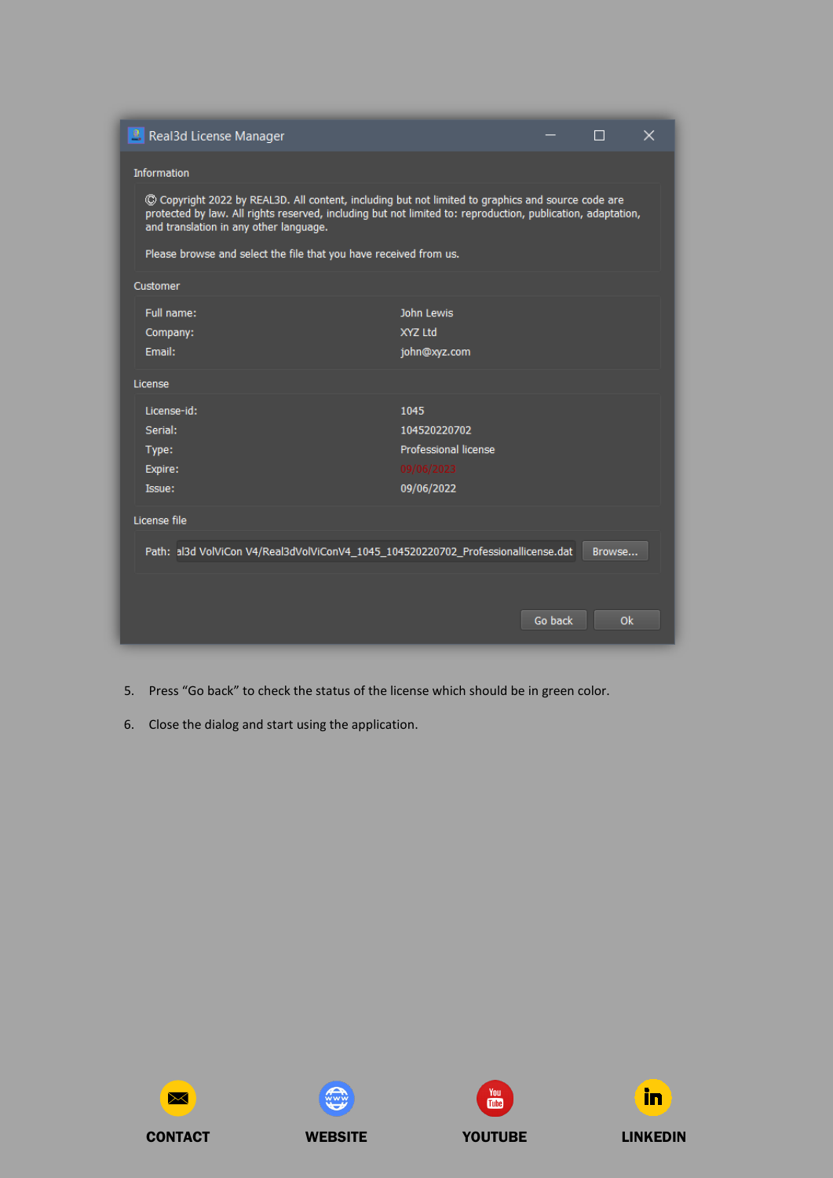Real3d License Manager

Information

© Copyright 2022 by REAL3D. All content, including but not limited to graphics and source code are protected by law. All rights reserved, including but not limited to: reproduction, publication, adaptation, and translation in any other language.

Please browse and select the file that you have received from us.

Customer

| | |
|---|---|
| Full name: | John Lewis |
| Company: | XYZ Ltd |
| Email: | john@xyz.com |

License

| | |
|---|---|
| License-id: | 1045 |
| Serial: | 104520220702 |
| Type: | Professional license |
| Expire: | 09/06/2023 |
| Issue: | 09/06/2022 |

License file

Path: al3d VolViCon V4/Real3dVolViConV4_1045_104520220702_Professionallicense.dat Browse...

Go back Ok

5. Press "Go back" to check the status of the license which should be in green color.
6. Close the dialog and start using the application.

CONTACT WEBSITE YOUTUBE LINKEDIN